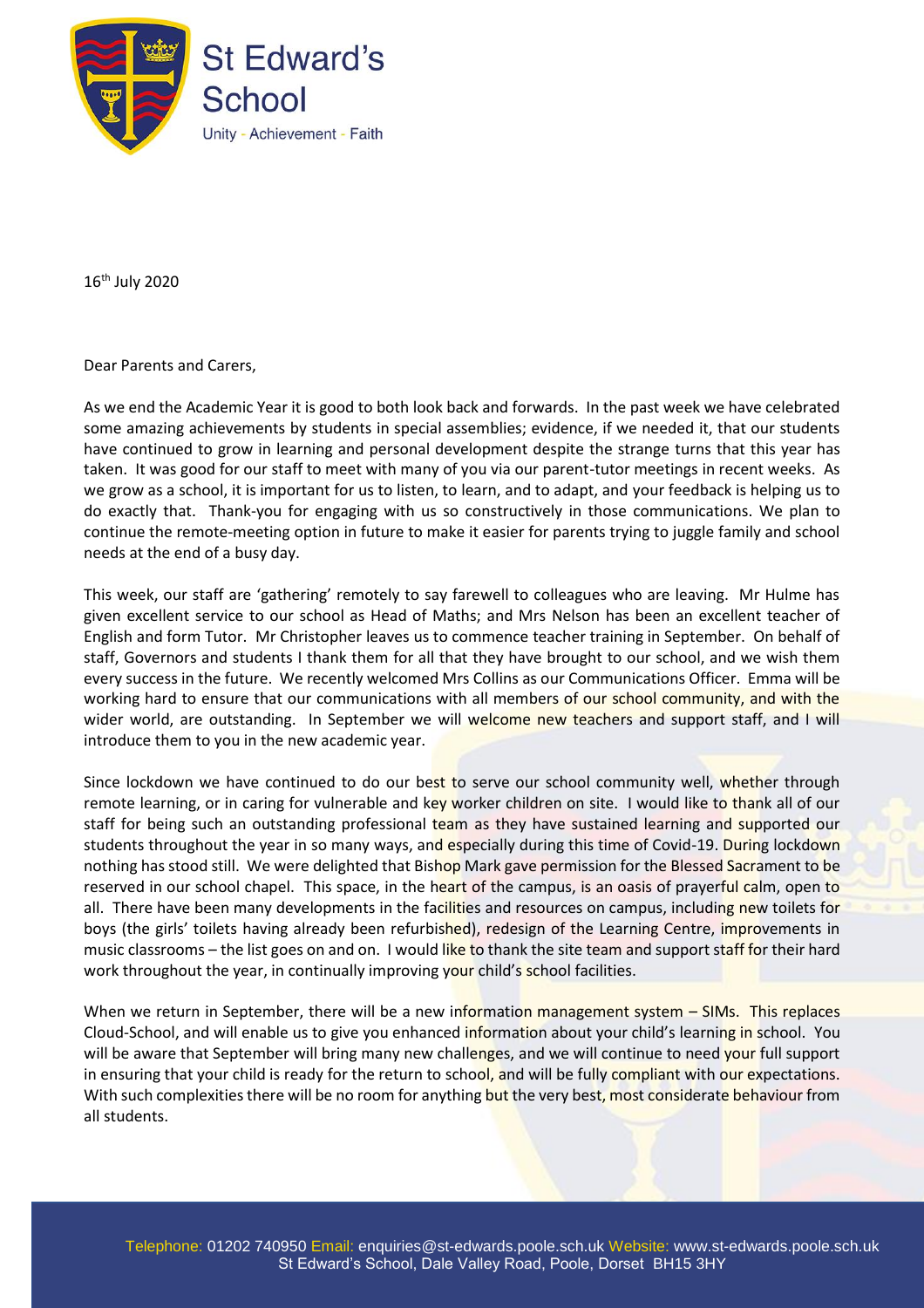# St Edward's School

Unity - Achievement - Faith

16th July 2020

Dear Parents and Carers,

As we end the Academic Year it is good to both look back and forwards. In the past week we have celebrated some amazing achievements by students in special assemblies; evidence, if we needed it, that our students have continued to grow in learning and personal development despite the strange turns that this year has taken. It was good for our staff to meet with many of you via our parent-tutor meetings in recent weeks. As we grow as a school, it is important for us to listen, to learn, and to adapt, and your feedback is helping us to do exactly that. Thank-you for engaging with us so constructively in those communications. We plan to continue the remote-meeting option in future to make it easier for parents trying to juggle family and school needs at the end of a busy day.

This week, our staff are 'gathering' remotely to say farewell to colleagues who are leaving. Mr Hulme has given excellent service to our school as Head of Maths; and Mrs Nelson has been an excellent teacher of English and form Tutor. Mr Christopher leaves us to commence teacher training in September. On behalf of staff, Governors and students I thank them for all that they have brought to our school, and we wish them every success in the future. We recently welcomed Mrs Collins as our Communications Officer. Emma will be working hard to ensure that our communications with all members of our school community, and with the wider world, are outstanding. In September we will welcome new teachers and support staff, and I will introduce them to you in the new academic year.

Since lockdown we have continued to do our best to serve our school community well, whether through remote learning, or in caring for vulnerable and key worker children on site. I would like to thank all of our staff for being such an outstanding professional team as they have sustained learning and supported our students throughout the year in so many ways, and especially during this time of Covid-19. During lockdown nothing has stood still. We were delighted that Bishop Mark gave permission for the Blessed Sacrament to be reserved in our school chapel. This space, in the heart of the campus, is an oasis of prayerful calm, open to all. There have been many developments in the facilities and resources on campus, including new toilets for boys (the girls' toilets having already been refurbished), redesign of the Learning Centre, improvements in music classrooms – the list goes on and on. I would like to thank the site team and support staff for their hard work throughout the year, in continually improving your child's school facilities.

When we return in September, there will be a new information management system – SIMs. This replaces Cloud-School, and will enable us to give you enhanced information about your child's learning in school. You will be aware that September will bring many new challenges, and we will continue to need your full support in ensuring that your child is ready for the return to school, and will be fully compliant with our expectations. With such complexities there will be no room for anything but the very best, most considerate behaviour from all students.

Telephone: 01202 740950 Email: enquiries@st-edwards.poole.sch.uk Website: www.st-edwards.poole.sch.uk
St Edward's School, Dale Valley Road, Poole, Dorset BH15 3HY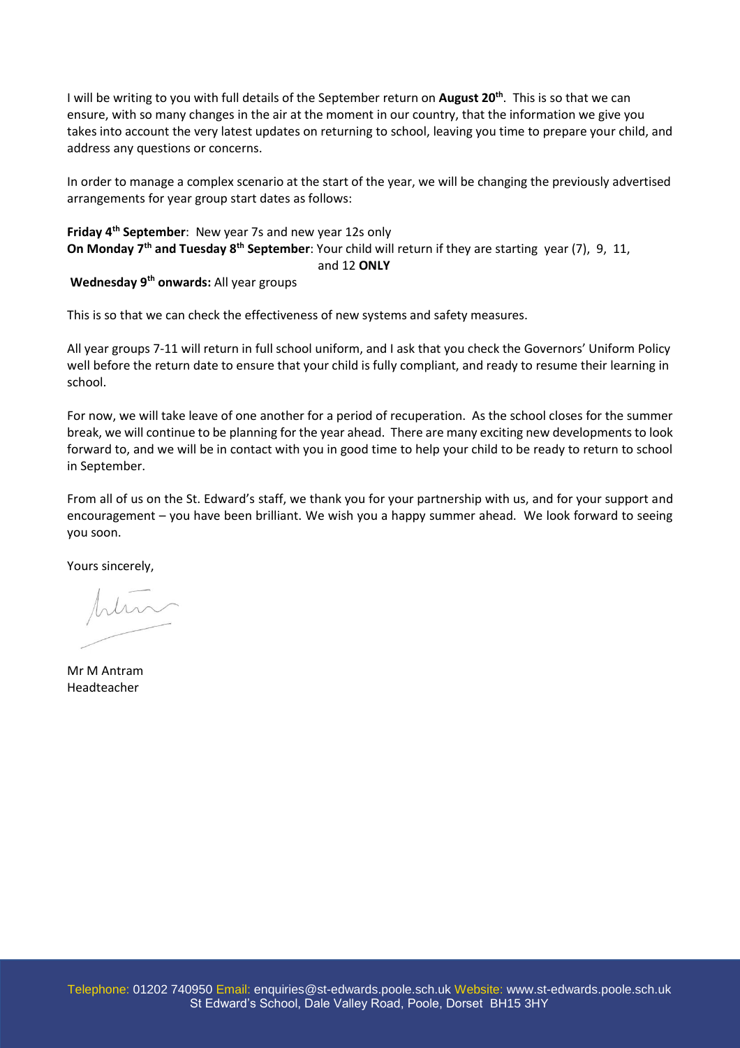I will be writing to you with full details of the September return on **August 20th**. This is so that we can ensure, with so many changes in the air at the moment in our country, that the information we give you takes into account the very latest updates on returning to school, leaving you time to prepare your child, and address any questions or concerns.

In order to manage a complex scenario at the start of the year, we will be changing the previously advertised arrangements for year group start dates as follows:

**Friday 4th September**: New year 7s and new year 12s only
**On Monday 7th and Tuesday 8th September**: Your child will return if they are starting year (7), 9, 11, and 12 **ONLY**
**Wednesday 9th onwards:** All year groups

This is so that we can check the effectiveness of new systems and safety measures.

All year groups 7-11 will return in full school uniform, and I ask that you check the Governors' Uniform Policy well before the return date to ensure that your child is fully compliant, and ready to resume their learning in school.

For now, we will take leave of one another for a period of recuperation. As the school closes for the summer break, we will continue to be planning for the year ahead. There are many exciting new developments to look forward to, and we will be in contact with you in good time to help your child to be ready to return to school in September.

From all of us on the St. Edward's staff, we thank you for your partnership with us, and for your support and encouragement – you have been brilliant. We wish you a happy summer ahead. We look forward to seeing you soon.

Yours sincerely,

Mr M Antram
Headteacher

Telephone: 01202 740950 Email: enquiries@st-edwards.poole.sch.uk Website: www.st-edwards.poole.sch.uk
St Edward's School, Dale Valley Road, Poole, Dorset BH15 3HY